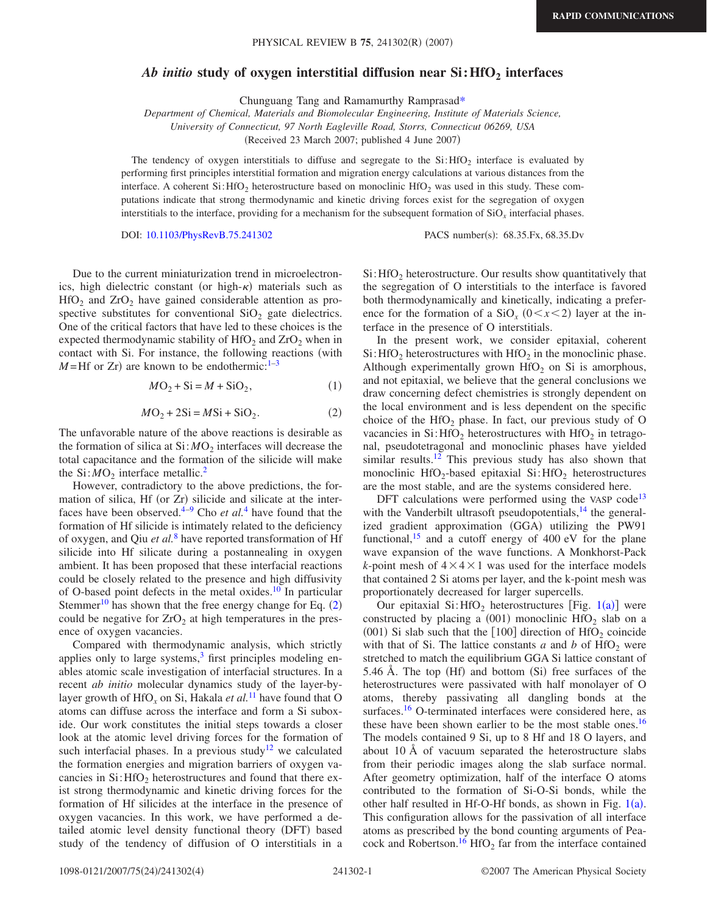RAPID COMMUNICATIONS

# *Ab initio* study of oxygen interstitial diffusion near $Si:HfO_2$ interfaces

Chunguang Tang and Ramamurthy Ramprasad*

*Department of Chemical, Materials and Biomolecular Engineering, Institute of Materials Science, University of Connecticut, 97 North Eagleville Road, Storrs, Connecticut 06269, USA*

(Received 23 March 2007; published 4 June 2007)

The tendency of oxygen interstitials to diffuse and segregate to the $Si:HfO_2$ interface is evaluated by performing first principles interstitial formation and migration energy calculations at various distances from the interface. A coherent $Si:HfO_2$ heterostructure based on monoclinic $HfO_2$ was used in this study. These computations indicate that strong thermodynamic and kinetic driving forces exist for the segregation of oxygen interstitials to the interface, providing for a mechanism for the subsequent formation of $SiO_x$ interfacial phases.

DOI: 10.1103/PhysRevB.75.241302 PACS number(s): 68.35.Fx, 68.35.Dv

Due to the current miniaturization trend in microelectronics, high dielectric constant (or high-$\kappa$) materials such as $HfO_2$ and $ZrO_2$ have gained considerable attention as prospective substitutes for conventional $SiO_2$ gate dielectrics. One of the critical factors that have led to these choices is the expected thermodynamic stability of $HfO_2$ and $ZrO_2$ when in contact with Si. For instance, the following reactions (with $M$=Hf or Zr) are known to be endothermic:[1–3]

$$MO_2 + Si = M + SiO_2, \tag{1}$$

$$MO_2 + 2Si = MSi + SiO_2. \tag{2}$$

The unfavorable nature of the above reactions is desirable as the formation of silica at $Si:MO_2$ interfaces will decrease the total capacitance and the formation of the silicide will make the $Si:MO_2$ interface metallic.[2]

However, contradictory to the above predictions, the formation of silica, Hf (or Zr) silicide and silicate at the interfaces have been observed.[4–9] Cho *et al.*[4] have found that the formation of Hf silicide is intimately related to the deficiency of oxygen, and Qiu *et al.*[8] have reported transformation of Hf silicide into Hf silicate during a postannealing in oxygen ambient. It has been proposed that these interfacial reactions could be closely related to the presence and high diffusivity of O-based point defects in the metal oxides.[10] In particular Stemmer[10] has shown that the free energy change for Eq. (2) could be negative for $ZrO_2$ at high temperatures in the presence of oxygen vacancies.

Compared with thermodynamic analysis, which strictly applies only to large systems,[3] first principles modeling enables atomic scale investigation of interfacial structures. In a recent *ab initio* molecular dynamics study of the layer-by-layer growth of $HfO_x$ on Si, Hakala *et al.*[11] have found that O atoms can diffuse across the interface and form a Si suboxide. Our work constitutes the initial steps towards a closer look at the atomic level driving forces for the formation of such interfacial phases. In a previous study[12] we calculated the formation energies and migration barriers of oxygen vacancies in $Si:HfO_2$ heterostructures and found that there exist strong thermodynamic and kinetic driving forces for the formation of Hf silicides at the interface in the presence of oxygen vacancies. In this work, we have performed a detailed atomic level density functional theory (DFT) based study of the tendency of diffusion of O interstitials in a $Si:HfO_2$ heterostructure. Our results show quantitatively that the segregation of O interstitials to the interface is favored both thermodynamically and kinetically, indicating a preference for the formation of a $SiO_x$ $(0<x<2)$ layer at the interface in the presence of O interstitials.

In the present work, we consider epitaxial, coherent $Si:HfO_2$ heterostructures with $HfO_2$ in the monoclinic phase. Although experimentally grown $HfO_2$ on Si is amorphous, and not epitaxial, we believe that the general conclusions we draw concerning defect chemistries is strongly dependent on the local environment and is less dependent on the specific choice of the $HfO_2$ phase. In fact, our previous study of O vacancies in $Si:HfO_2$ heterostructures with $HfO_2$ in tetragonal, pseudotetragonal and monoclinic phases have yielded similar results.[12] This previous study has also shown that monoclinic $HfO_2$-based epitaxial $Si:HfO_2$ heterostructures are the most stable, and are the systems considered here.

DFT calculations were performed using the VASP code[13] with the Vanderbilt ultrasoft pseudopotentials,[14] the generalized gradient approximation (GGA) utilizing the PW91 functional,[15] and a cutoff energy of 400 eV for the plane wave expansion of the wave functions. A Monkhorst-Pack $k$-point mesh of $4\times4\times1$ was used for the interface models that contained 2 Si atoms per layer, and the k-point mesh was proportionately decreased for larger supercells.

Our epitaxial $Si:HfO_2$ heterostructures [Fig. 1(a)] were constructed by placing a (001) monoclinic $HfO_2$ slab on a (001) Si slab such that the [100] direction of $HfO_2$ coincide with that of Si. The lattice constants $a$ and $b$ of $HfO_2$ were stretched to match the equilibrium GGA Si lattice constant of 5.46 Å. The top (Hf) and bottom (Si) free surfaces of the heterostructures were passivated with half monolayer of O atoms, thereby passivating all dangling bonds at the surfaces.[16] O-terminated interfaces were considered here, as these have been shown earlier to be the most stable ones.[16] The models contained 9 Si, up to 8 Hf and 18 O layers, and about 10 Å of vacuum separated the heterostructure slabs from their periodic images along the slab surface normal. After geometry optimization, half of the interface O atoms contributed to the formation of Si-O-Si bonds, while the other half resulted in Hf-O-Hf bonds, as shown in Fig. 1(a). This configuration allows for the passivation of all interface atoms as prescribed by the bond counting arguments of Peacock and Robertson.[16] $HfO_2$ far from the interface contained

1098-0121/2007/75(24)/241302(4) ©2007 The American Physical Society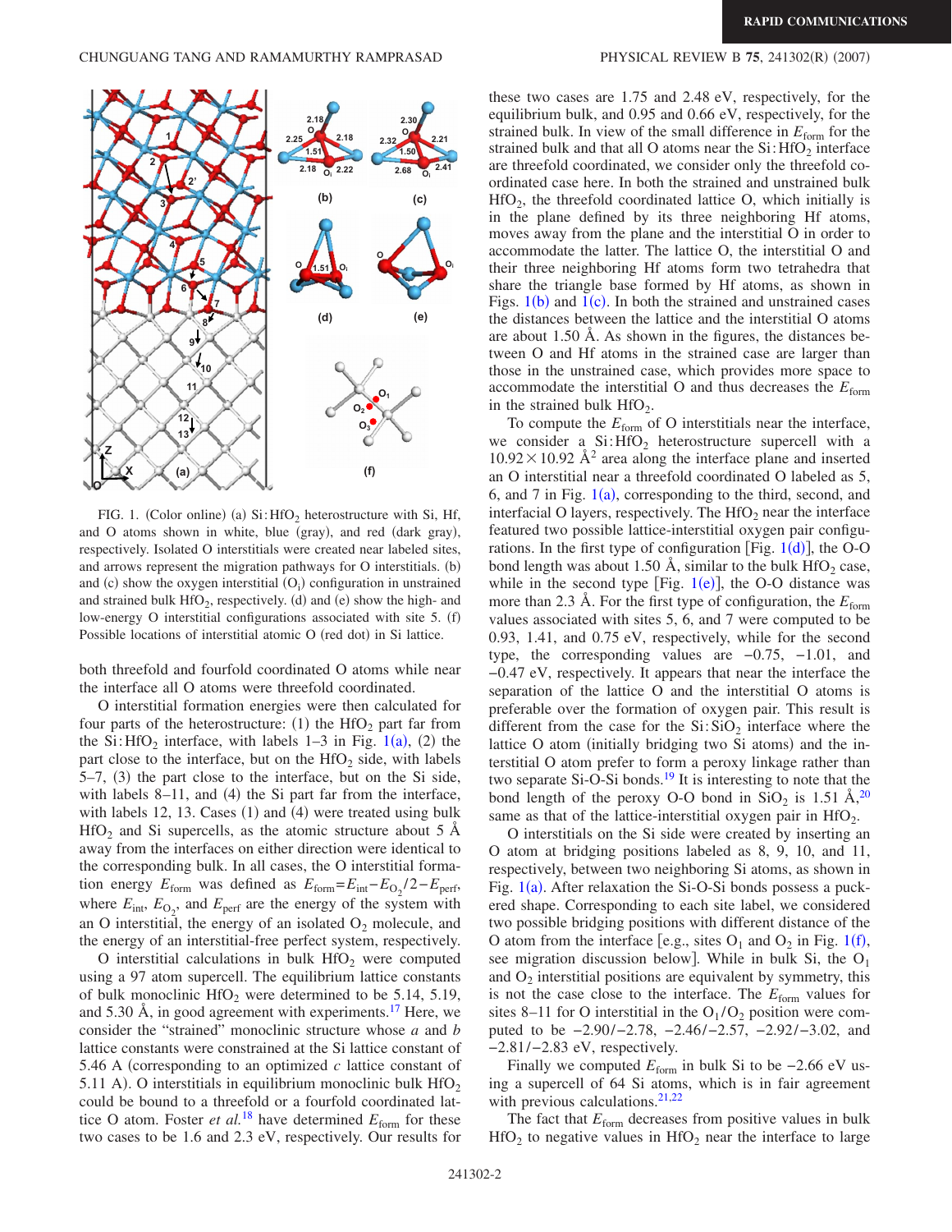FIG. 1. (Color online) (a) Si:$HfO_2$ heterostructure with Si, Hf, and O atoms shown in white, blue (gray), and red (dark gray), respectively. Isolated O interstitials were created near labeled sites, and arrows represent the migration pathways for O interstitials. (b) and (c) show the oxygen interstitial ($O_i$) configuration in unstrained and strained bulk $HfO_2$, respectively. (d) and (e) show the high- and low-energy O interstitial configurations associated with site 5. (f) Possible locations of interstitial atomic O (red dot) in Si lattice.

both threefold and fourfold coordinated O atoms while near the interface all O atoms were threefold coordinated.

O interstitial formation energies were then calculated for four parts of the heterostructure: (1) the $HfO_2$ part far from the Si:$HfO_2$ interface, with labels 1–3 in Fig. 1(a), (2) the part close to the interface, but on the $HfO_2$ side, with labels 5–7, (3) the part close to the interface, but on the Si side, with labels 8–11, and (4) the Si part far from the interface, with labels 12, 13. Cases (1) and (4) were treated using bulk $HfO_2$ and Si supercells, as the atomic structure about 5 Å away from the interfaces on either direction were identical to the corresponding bulk. In all cases, the O interstitial formation energy $E_{form}$ was defined as $E_{form}=E_{int}-E_{O_2}/2-E_{perf}$, where $E_{int}$, $E_{O_2}$, and $E_{perf}$ are the energy of the system with an O interstitial, the energy of an isolated $O_2$ molecule, and the energy of an interstitial-free perfect system, respectively.

O interstitial calculations in bulk $HfO_2$ were computed using a 97 atom supercell. The equilibrium lattice constants of bulk monoclinic $HfO_2$ were determined to be 5.14, 5.19, and 5.30 Å, in good agreement with experiments.[17] Here, we consider the "strained" monoclinic structure whose $a$ and $b$ lattice constants were constrained at the Si lattice constant of 5.46 A (corresponding to an optimized $c$ lattice constant of 5.11 A). O interstitials in equilibrium monoclinic bulk $HfO_2$ could be bound to a threefold or a fourfold coordinated lattice O atom. Foster *et al.*[18] have determined $E_{form}$ for these two cases to be 1.6 and 2.3 eV, respectively. Our results for these two cases are 1.75 and 2.48 eV, respectively, for the equilibrium bulk, and 0.95 and 0.66 eV, respectively, for the strained bulk. In view of the small difference in $E_{form}$ for the strained bulk and that all O atoms near the Si:$HfO_2$ interface are threefold coordinated, we consider only the threefold coordinated case here. In both the strained and unstrained bulk $HfO_2$, the threefold coordinated lattice O, which initially is in the plane defined by its three neighboring Hf atoms, moves away from the plane and the interstitial O in order to accommodate the latter. The lattice O, the interstitial O and their three neighboring Hf atoms form two tetrahedra that share the triangle base formed by Hf atoms, as shown in Figs. 1(b) and 1(c). In both the strained and unstrained cases the distances between the lattice and the interstitial O atoms are about 1.50 Å. As shown in the figures, the distances between O and Hf atoms in the strained case are larger than those in the unstrained case, which provides more space to accommodate the interstitial O and thus decreases the $E_{form}$ in the strained bulk $HfO_2$.

To compute the $E_{form}$ of O interstitials near the interface, we consider a Si:$HfO_2$ heterostructure supercell with a $10.92\times10.92$ Å$^2$ area along the interface plane and inserted an O interstitial near a threefold coordinated O labeled as 5, 6, and 7 in Fig. 1(a), corresponding to the third, second, and interfacial O layers, respectively. The $HfO_2$ near the interface featured two possible lattice-interstitial oxygen pair configurations. In the first type of configuration [Fig. 1(d)], the O-O bond length was about 1.50 Å, similar to the bulk $HfO_2$ case, while in the second type [Fig. 1(e)], the O-O distance was more than 2.3 Å. For the first type of configuration, the $E_{form}$ values associated with sites 5, 6, and 7 were computed to be 0.93, 1.41, and 0.75 eV, respectively, while for the second type, the corresponding values are −0.75, −1.01, and −0.47 eV, respectively. It appears that near the interface the separation of the lattice O and the interstitial O atoms is preferable over the formation of oxygen pair. This result is different from the case for the Si:$SiO_2$ interface where the lattice O atom (initially bridging two Si atoms) and the interstitial O atom prefer to form a peroxy linkage rather than two separate Si-O-Si bonds.[19] It is interesting to note that the bond length of the peroxy O-O bond in $SiO_2$ is 1.51 Å,[20] same as that of the lattice-interstitial oxygen pair in $HfO_2$.

O interstitials on the Si side were created by inserting an O atom at bridging positions labeled as 8, 9, 10, and 11, respectively, between two neighboring Si atoms, as shown in Fig. 1(a). After relaxation the Si-O-Si bonds possess a puckered shape. Corresponding to each site label, we considered two possible bridging positions with different distance of the O atom from the interface [e.g., sites $O_1$ and $O_2$ in Fig. 1(f), see migration discussion below]. While in bulk Si, the $O_1$ and $O_2$ interstitial positions are equivalent by symmetry, this is not the case close to the interface. The $E_{form}$ values for sites 8–11 for O interstitial in the $O_1/O_2$ position were computed to be −2.90/−2.78, −2.46/−2.57, −2.92/−3.02, and −2.81/−2.83 eV, respectively.

Finally we computed $E_{form}$ in bulk Si to be −2.66 eV using a supercell of 64 Si atoms, which is in fair agreement with previous calculations.[21,22]

The fact that $E_{form}$ decreases from positive values in bulk $HfO_2$ to negative values in $HfO_2$ near the interface to large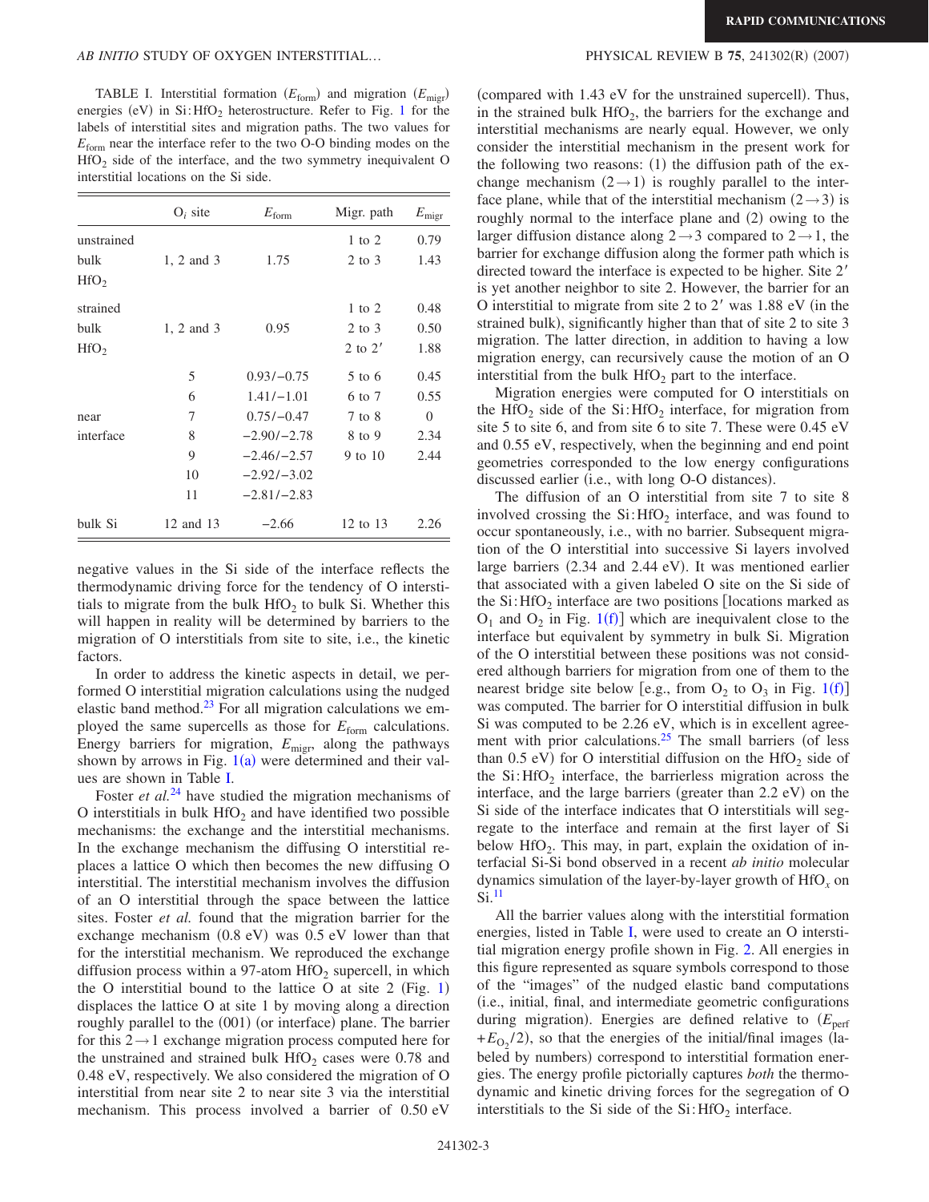TABLE I. Interstitial formation ($E_{form}$) and migration ($E_{migr}$) energies (eV) in Si:$HfO_2$ heterostructure. Refer to Fig. 1 for the labels of interstitial sites and migration paths. The two values for $E_{form}$ near the interface refer to the two O-O binding modes on the $HfO_2$ side of the interface, and the two symmetry inequivalent O interstitial locations on the Si side.

| | $O_i$ site | $E_{form}$ | Migr. path | $E_{migr}$ |
|---|---|---|---|---|
| unstrained | | | 1 to 2 | 0.79 |
| bulk | 1, 2 and 3 | 1.75 | 2 to 3 | 1.43 |
| $HfO_2$ | | | | |
| strained | | | 1 to 2 | 0.48 |
| bulk | 1, 2 and 3 | 0.95 | 2 to 3 | 0.50 |
| $HfO_2$ | | | 2 to 2′ | 1.88 |
| | 5 | 0.93/−0.75 | 5 to 6 | 0.45 |
| | 6 | 1.41/−1.01 | 6 to 7 | 0.55 |
| near | 7 | 0.75/−0.47 | 7 to 8 | 0 |
| interface | 8 | −2.90/−2.78 | 8 to 9 | 2.34 |
| | 9 | −2.46/−2.57 | 9 to 10 | 2.44 |
| | 10 | −2.92/−3.02 | | |
| | 11 | −2.81/−2.83 | | |
| bulk Si | 12 and 13 | −2.66 | 12 to 13 | 2.26 |

negative values in the Si side of the interface reflects the thermodynamic driving force for the tendency of O interstitials to migrate from the bulk $HfO_2$ to bulk Si. Whether this will happen in reality will be determined by barriers to the migration of O interstitials from site to site, i.e., the kinetic factors.

In order to address the kinetic aspects in detail, we performed O interstitial migration calculations using the nudged elastic band method.[23] For all migration calculations we employed the same supercells as those for $E_{form}$ calculations. Energy barriers for migration, $E_{migr}$, along the pathways shown by arrows in Fig. 1(a) were determined and their values are shown in Table I.

Foster *et al.*[24] have studied the migration mechanisms of O interstitials in bulk $HfO_2$ and have identified two possible mechanisms: the exchange and the interstitial mechanisms. In the exchange mechanism the diffusing O interstitial replaces a lattice O which then becomes the new diffusing O interstitial. The interstitial mechanism involves the diffusion of an O interstitial through the space between the lattice sites. Foster *et al.* found that the migration barrier for the exchange mechanism (0.8 eV) was 0.5 eV lower than that for the interstitial mechanism. We reproduced the exchange diffusion process within a 97-atom $HfO_2$ supercell, in which the O interstitial bound to the lattice O at site 2 (Fig. 1) displaces the lattice O at site 1 by moving along a direction roughly parallel to the (001) (or interface) plane. The barrier for this $2\rightarrow 1$ exchange migration process computed here for the unstrained and strained bulk $HfO_2$ cases were 0.78 and 0.48 eV, respectively. We also considered the migration of O interstitial from near site 2 to near site 3 via the interstitial mechanism. This process involved a barrier of 0.50 eV (compared with 1.43 eV for the unstrained supercell). Thus, in the strained bulk $HfO_2$, the barriers for the exchange and interstitial mechanisms are nearly equal. However, we only consider the interstitial mechanism in the present work for the following two reasons: (1) the diffusion path of the exchange mechanism $(2\rightarrow 1)$ is roughly parallel to the interface plane, while that of the interstitial mechanism $(2\rightarrow 3)$ is roughly normal to the interface plane and (2) owing to the larger diffusion distance along $2\rightarrow 3$ compared to $2\rightarrow 1$, the barrier for exchange diffusion along the former path which is directed toward the interface is expected to be higher. Site 2′ is yet another neighbor to site 2. However, the barrier for an O interstitial to migrate from site 2 to 2′ was 1.88 eV (in the strained bulk), significantly higher than that of site 2 to site 3 migration. The latter direction, in addition to having a low migration energy, can recursively cause the motion of an O interstitial from the bulk $HfO_2$ part to the interface.

Migration energies were computed for O interstitials on the $HfO_2$ side of the Si:$HfO_2$ interface, for migration from site 5 to site 6, and from site 6 to site 7. These were 0.45 eV and 0.55 eV, respectively, when the beginning and end point geometries corresponded to the low energy configurations discussed earlier (i.e., with long O-O distances).

The diffusion of an O interstitial from site 7 to site 8 involved crossing the Si:$HfO_2$ interface, and was found to occur spontaneously, i.e., with no barrier. Subsequent migration of the O interstitial into successive Si layers involved large barriers (2.34 and 2.44 eV). It was mentioned earlier that associated with a given labeled O site on the Si side of the Si:$HfO_2$ interface are two positions [locations marked as $O_1$ and $O_2$ in Fig. 1(f)] which are inequivalent close to the interface but equivalent by symmetry in bulk Si. Migration of the O interstitial between these positions was not considered although barriers for migration from one of them to the nearest bridge site below [e.g., from $O_2$ to $O_3$ in Fig. 1(f)] was computed. The barrier for O interstitial diffusion in bulk Si was computed to be 2.26 eV, which is in excellent agreement with prior calculations.[25] The small barriers (of less than 0.5 eV) for O interstitial diffusion on the $HfO_2$ side of the Si:$HfO_2$ interface, the barrierless migration across the interface, and the large barriers (greater than 2.2 eV) on the Si side of the interface indicates that O interstitials will segregate to the interface and remain at the first layer of Si below $HfO_2$. This may, in part, explain the oxidation of interfacial Si-Si bond observed in a recent *ab initio* molecular dynamics simulation of the layer-by-layer growth of $HfO_x$ on Si.[11]

All the barrier values along with the interstitial formation energies, listed in Table I, were used to create an O interstitial migration energy profile shown in Fig. 2. All energies in this figure represented as square symbols correspond to those of the "images" of the nudged elastic band computations (i.e., initial, final, and intermediate geometric configurations during migration). Energies are defined relative to ($E_{perf}$ $+E_{O_2}/2$), so that the energies of the initial/final images (labeled by numbers) correspond to interstitial formation energies. The energy profile pictorially captures *both* the thermodynamic and kinetic driving forces for the segregation of O interstitials to the Si side of the Si:$HfO_2$ interface.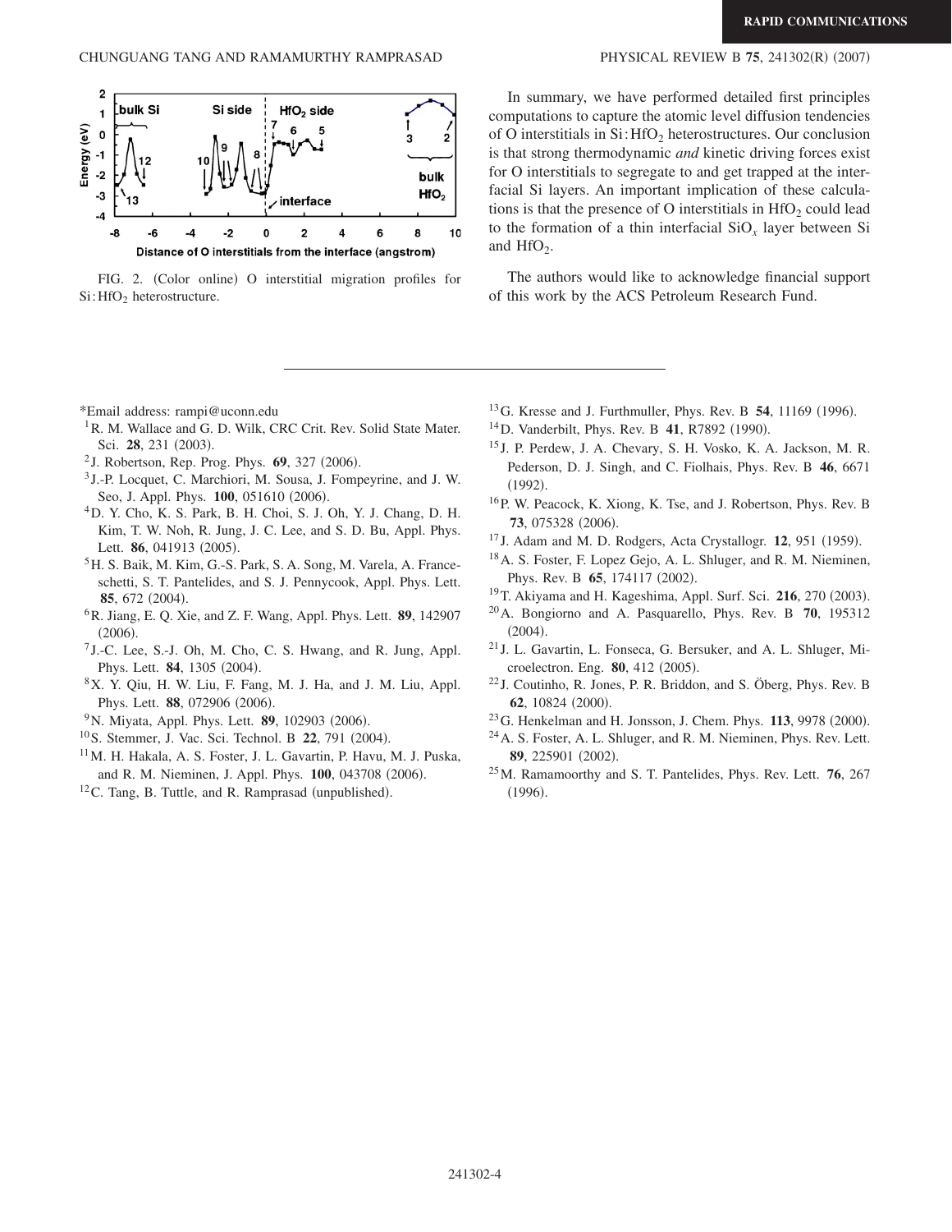2
1
0
-1
-2
-3
-4
Energy (eV)
bulk Si
Si side
$HfO_2$ side
7
6
5
10
9
8
12
13
interface
3
2
bulk
$HfO_2$
-8
-6
-4
-2
0
2
4
6
8
10
Distance of O interstitials from the interface (angstrom)

FIG. 2. (Color online) O interstitial migration profiles for $Si:HfO_2$ heterostructure.

In summary, we have performed detailed first principles computations to capture the atomic level diffusion tendencies of O interstitials in $Si:HfO_2$ heterostructures. Our conclusion is that strong thermodynamic *and* kinetic driving forces exist for O interstitials to segregate to and get trapped at the interfacial Si layers. An important implication of these calculations is that the presence of O interstitials in $HfO_2$ could lead to the formation of a thin interfacial $SiO_x$ layer between Si and $HfO_2$.

The authors would like to acknowledge financial support of this work by the ACS Petroleum Research Fund.

---

*Email address: rampi@uconn.edu

[1] R. M. Wallace and G. D. Wilk, CRC Crit. Rev. Solid State Mater. Sci. **28**, 231 (2003).

[2] J. Robertson, Rep. Prog. Phys. **69**, 327 (2006).

[3] J.-P. Locquet, C. Marchiori, M. Sousa, J. Fompeyrine, and J. W. Seo, J. Appl. Phys. **100**, 051610 (2006).

[4] D. Y. Cho, K. S. Park, B. H. Choi, S. J. Oh, Y. J. Chang, D. H. Kim, T. W. Noh, R. Jung, J. C. Lee, and S. D. Bu, Appl. Phys. Lett. **86**, 041913 (2005).

[5] H. S. Baik, M. Kim, G.-S. Park, S. A. Song, M. Varela, A. Franceschetti, S. T. Pantelides, and S. J. Pennycook, Appl. Phys. Lett. **85**, 672 (2004).

[6] R. Jiang, E. Q. Xie, and Z. F. Wang, Appl. Phys. Lett. **89**, 142907 (2006).

[7] J.-C. Lee, S.-J. Oh, M. Cho, C. S. Hwang, and R. Jung, Appl. Phys. Lett. **84**, 1305 (2004).

[8] X. Y. Qiu, H. W. Liu, F. Fang, M. J. Ha, and J. M. Liu, Appl. Phys. Lett. **88**, 072906 (2006).

[9] N. Miyata, Appl. Phys. Lett. **89**, 102903 (2006).

[10] S. Stemmer, J. Vac. Sci. Technol. B **22**, 791 (2004).

[11] M. H. Hakala, A. S. Foster, J. L. Gavartin, P. Havu, M. J. Puska, and R. M. Nieminen, J. Appl. Phys. **100**, 043708 (2006).

[12] C. Tang, B. Tuttle, and R. Ramprasad (unpublished).

[13] G. Kresse and J. Furthmuller, Phys. Rev. B **54**, 11169 (1996).

[14] D. Vanderbilt, Phys. Rev. B **41**, R7892 (1990).

[15] J. P. Perdew, J. A. Chevary, S. H. Vosko, K. A. Jackson, M. R. Pederson, D. J. Singh, and C. Fiolhais, Phys. Rev. B **46**, 6671 (1992).

[16] P. W. Peacock, K. Xiong, K. Tse, and J. Robertson, Phys. Rev. B **73**, 075328 (2006).

[17] J. Adam and M. D. Rodgers, Acta Crystallogr. **12**, 951 (1959).

[18] A. S. Foster, F. Lopez Gejo, A. L. Shluger, and R. M. Nieminen, Phys. Rev. B **65**, 174117 (2002).

[19] T. Akiyama and H. Kageshima, Appl. Surf. Sci. **216**, 270 (2003).

[20] A. Bongiorno and A. Pasquarello, Phys. Rev. B **70**, 195312 (2004).

[21] J. L. Gavartin, L. Fonseca, G. Bersuker, and A. L. Shluger, Microelectron. Eng. **80**, 412 (2005).

[22] J. Coutinho, R. Jones, P. R. Briddon, and S. Öberg, Phys. Rev. B **62**, 10824 (2000).

[23] G. Henkelman and H. Jonsson, J. Chem. Phys. **113**, 9978 (2000).

[24] A. S. Foster, A. L. Shluger, and R. M. Nieminen, Phys. Rev. Lett. **89**, 225901 (2002).

[25] M. Ramamoorthy and S. T. Pantelides, Phys. Rev. Lett. **76**, 267 (1996).